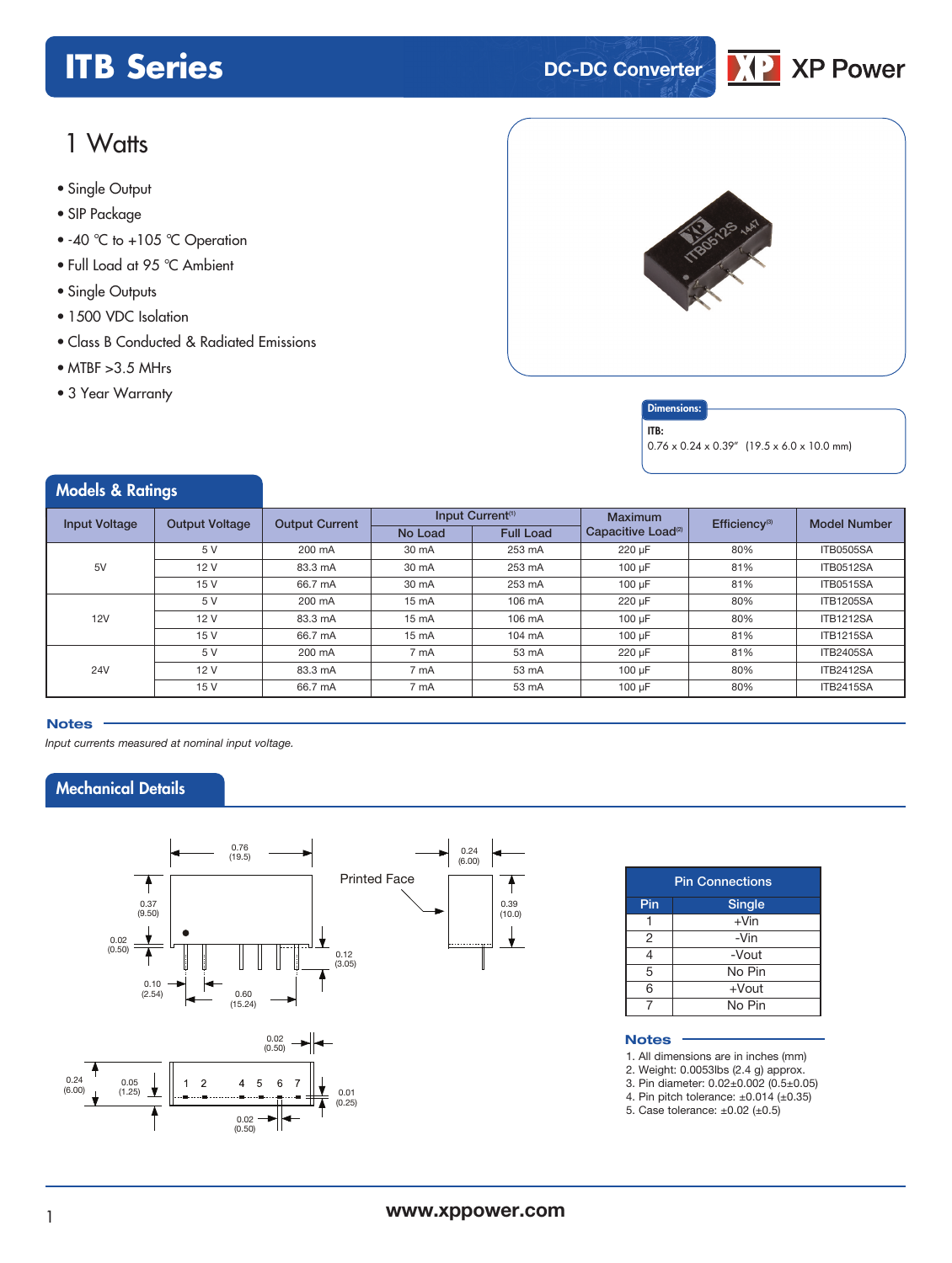# ITB Series

DC-DC Converter

XP Power

## 1 Watts

- Single Output
- SIP Package
- -40 °C to +105 °C Operation
- Full Load at 95 °C Ambient
- Single Outputs
- 1500 VDC Isolation
- Class B Conducted & Radiated Emissions
- MTBF >3.5 MHrs
- 3 Year Warranty

**Dimensions:**

**ITB:**
0.76 x 0.24 x 0.39" (19.5 x 6.0 x 10.0 mm)

## Models & Ratings

| Input Voltage | Output Voltage | Output Current | Input Current[1] | | Maximum Capacitive Load[2] | Efficiency[3] | Model Number |
|---|---|---|---|---|---|---|---|
| | | | No Load | Full Load | | | |
| 5V | 5 V | 200 mA | 30 mA | 253 mA | 220 µF | 80% | ITB0505SA |
| | 12 V | 83.3 mA | 30 mA | 253 mA | 100 µF | 81% | ITB0512SA |
| | 15 V | 66.7 mA | 30 mA | 253 mA | 100 µF | 81% | ITB0515SA |
| 12V | 5 V | 200 mA | 15 mA | 106 mA | 220 µF | 80% | ITB1205SA |
| | 12 V | 83.3 mA | 15 mA | 106 mA | 100 µF | 80% | ITB1212SA |
| | 15 V | 66.7 mA | 15 mA | 104 mA | 100 µF | 81% | ITB1215SA |
| 24V | 5 V | 200 mA | 7 mA | 53 mA | 220 µF | 81% | ITB2405SA |
| | 12 V | 83.3 mA | 7 mA | 53 mA | 100 µF | 80% | ITB2412SA |
| | 15 V | 66.7 mA | 7 mA | 53 mA | 100 µF | 80% | ITB2415SA |

### Notes

*Input currents measured at nominal input voltage.*

## Mechanical Details

0.76 (19.5); 0.24 (6.00); Printed Face; 0.37 (9.50); 0.39 (10.0); 0.02 (0.50); 0.12 (3.05); 0.10 (2.54); 0.60 (15.24); 0.02 (0.50); 0.24 (6.00); 0.05 (1.25); 1 2 4 5 6 7; 0.01 (0.25); 0.02 (0.50)

| Pin Connections | |
|---|---|
| Pin | Single |
| 1 | +Vin |
| 2 | -Vin |
| 4 | -Vout |
| 5 | No Pin |
| 6 | +Vout |
| 7 | No Pin |

### Notes

1. All dimensions are in inches (mm)
2. Weight: 0.0053lbs (2.4 g) approx.
3. Pin diameter: 0.02±0.002 (0.5±0.05)
4. Pin pitch tolerance: ±0.014 (±0.35)
5. Case tolerance: ±0.02 (±0.5)

www.xppower.com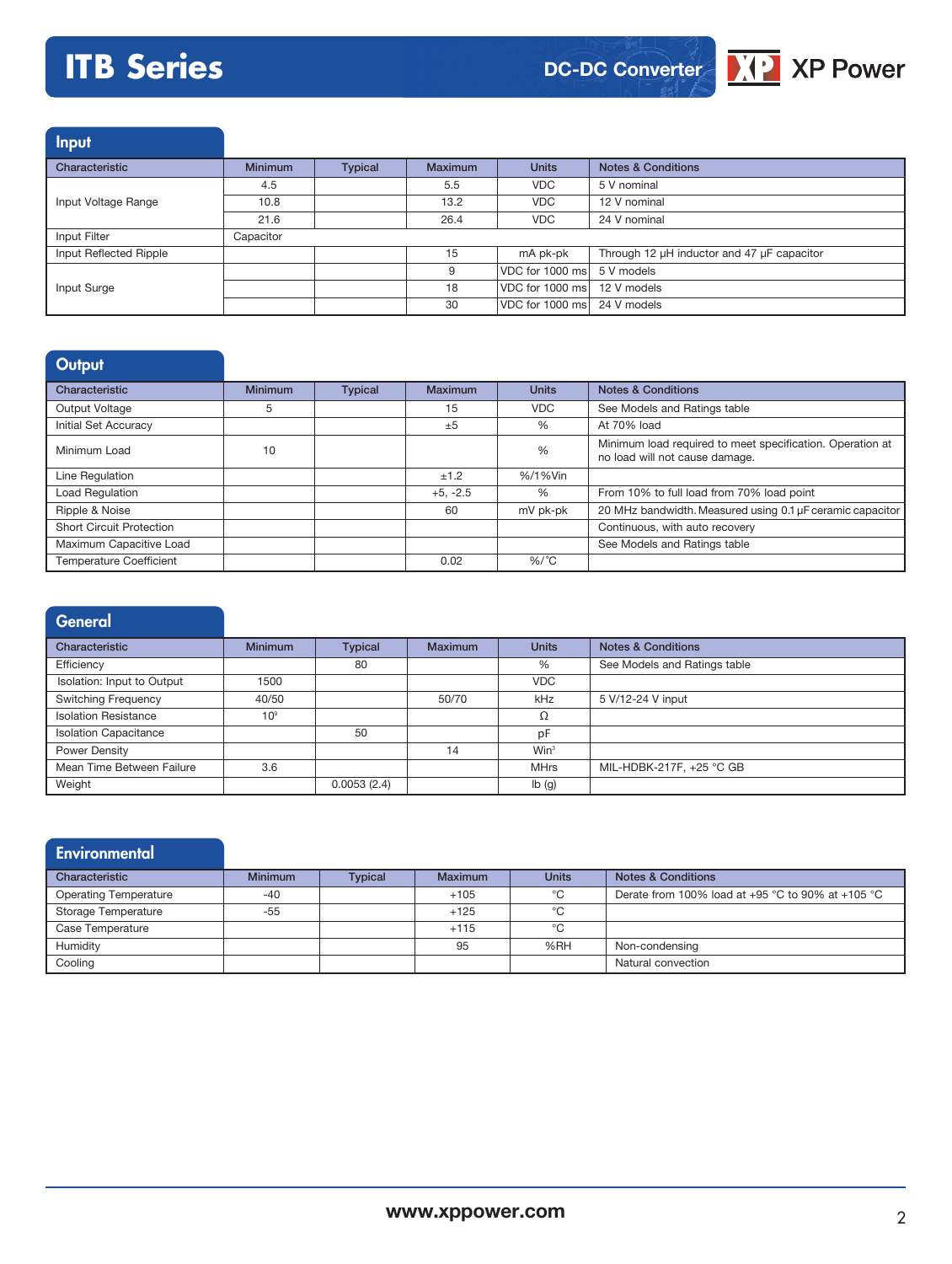## Input

| Characteristic | Minimum | Typical | Maximum | Units | Notes & Conditions |
|---|---|---|---|---|---|
| Input Voltage Range | 4.5 | | 5.5 | VDC | 5 V nominal |
| | 10.8 | | 13.2 | VDC | 12 V nominal |
| | 21.6 | | 26.4 | VDC | 24 V nominal |
| Input Filter | Capacitor | | | | |
| Input Reflected Ripple | | | 15 | mA pk-pk | Through 12 µH inductor and 47 µF capacitor |
| Input Surge | | | 9 | VDC for 1000 ms | 5 V models |
| | | | 18 | VDC for 1000 ms | 12 V models |
| | | | 30 | VDC for 1000 ms | 24 V models |

## Output

| Characteristic | Minimum | Typical | Maximum | Units | Notes & Conditions |
|---|---|---|---|---|---|
| Output Voltage | 5 | | 15 | VDC | See Models and Ratings table |
| Initial Set Accuracy | | | ±5 | % | At 70% load |
| Minimum Load | 10 | | | % | Minimum load required to meet specification. Operation at no load will not cause damage. |
| Line Regulation | | | ±1.2 | %/1%Vin | |
| Load Regulation | | | +5, -2.5 | % | From 10% to full load from 70% load point |
| Ripple & Noise | | | 60 | mV pk-pk | 20 MHz bandwidth. Measured using 0.1 µF ceramic capacitor |
| Short Circuit Protection | | | | | Continuous, with auto recovery |
| Maximum Capacitive Load | | | | | See Models and Ratings table |
| Temperature Coefficient | | | 0.02 | %/°C | |

## General

| Characteristic | Minimum | Typical | Maximum | Units | Notes & Conditions |
|---|---|---|---|---|---|
| Efficiency | | 80 | | % | See Models and Ratings table |
| Isolation: Input to Output | 1500 | | | VDC | |
| Switching Frequency | 40/50 | | 50/70 | kHz | 5 V/12-24 V input |
| Isolation Resistance | $10^9$ | | | Ω | |
| Isolation Capacitance | | 50 | | pF | |
| Power Density | | | 14 | $Win^3$ | |
| Mean Time Between Failure | 3.6 | | | MHrs | MIL-HDBK-217F, +25 °C GB |
| Weight | | 0.0053 (2.4) | | lb (g) | |

## Environmental

| Characteristic | Minimum | Typical | Maximum | Units | Notes & Conditions |
|---|---|---|---|---|---|
| Operating Temperature | -40 | | +105 | °C | Derate from 100% load at +95 °C to 90% at +105 °C |
| Storage Temperature | -55 | | +125 | °C | |
| Case Temperature | | | +115 | °C | |
| Humidity | | | 95 | %RH | Non-condensing |
| Cooling | | | | | Natural convection |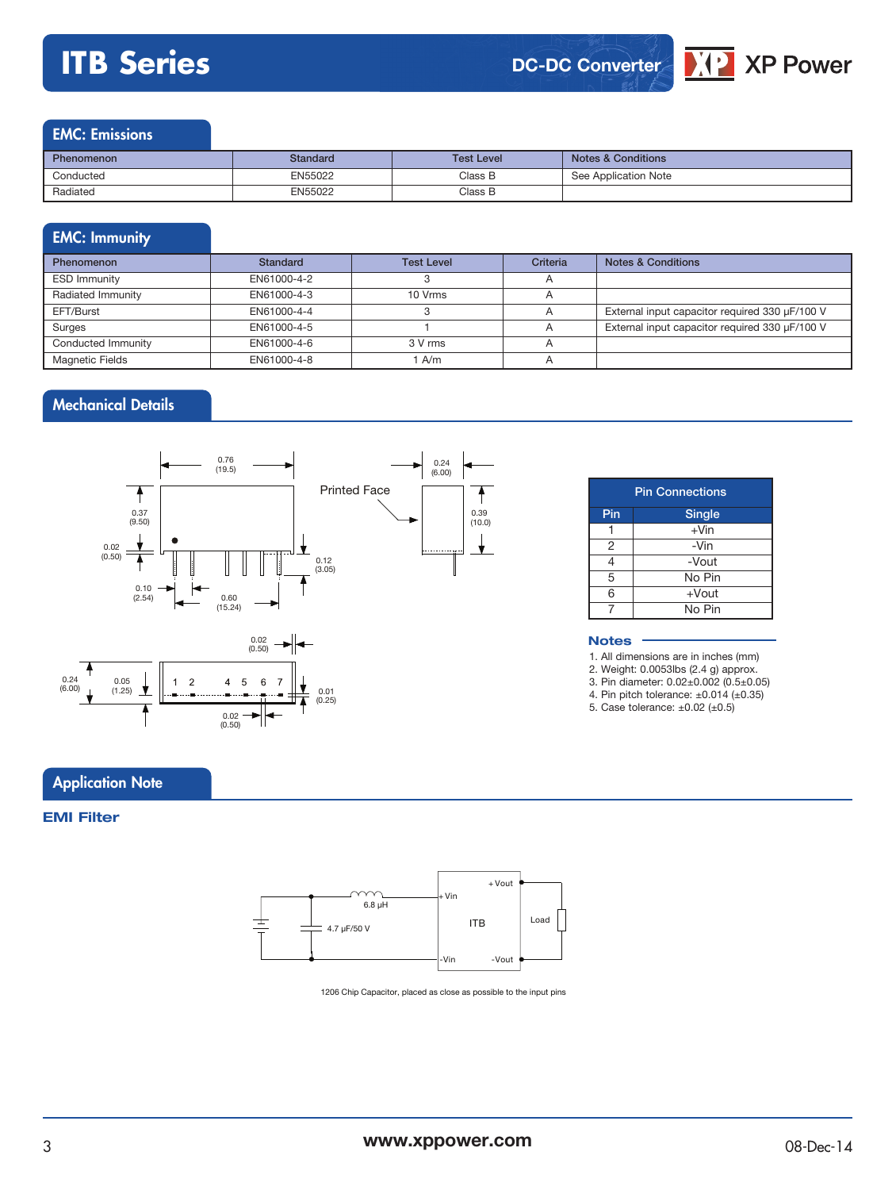## EMC: Emissions

| Phenomenon | Standard | Test Level | Notes & Conditions |
|---|---|---|---|
| Conducted | EN55022 | Class B | See Application Note |
| Radiated | EN55022 | Class B | |

## EMC: Immunity

| Phenomenon | Standard | Test Level | Criteria | Notes & Conditions |
|---|---|---|---|---|
| ESD Immunity | EN61000-4-2 | 3 | A | |
| Radiated Immunity | EN61000-4-3 | 10 Vrms | A | |
| EFT/Burst | EN61000-4-4 | 3 | A | External input capacitor required 330 µF/100 V |
| Surges | EN61000-4-5 | 1 | A | External input capacitor required 330 µF/100 V |
| Conducted Immunity | EN61000-4-6 | 3 V rms | A | |
| Magnetic Fields | EN61000-4-8 | 1 A/m | A | |

## Mechanical Details

0.76 (19.5)
0.24 (6.00)
Printed Face
0.37 (9.50)
0.39 (10.0)
0.02 (0.50)
0.12 (3.05)
0.10 (2.54)
0.60 (15.24)
0.02 (0.50)
0.24 (6.00)
0.05 (1.25)
1 2 4 5 6 7
0.01 (0.25)
0.02 (0.50)

| Pin Connections | |
|---|---|
| Pin | Single |
| 1 | +Vin |
| 2 | -Vin |
| 4 | -Vout |
| 5 | No Pin |
| 6 | +Vout |
| 7 | No Pin |

### Notes

1. All dimensions are in inches (mm)
2. Weight: 0.0053lbs (2.4 g) approx.
3. Pin diameter: 0.02±0.002 (0.5±0.05)
4. Pin pitch tolerance: ±0.014 (±0.35)
5. Case tolerance: ±0.02 (±0.5)

## Application Note

### EMI Filter

6.8 µH
4.7 µF/50 V
+Vin
-Vin
ITB
+Vout
-Vout
Load

1206 Chip Capacitor, placed as close as possible to the input pins